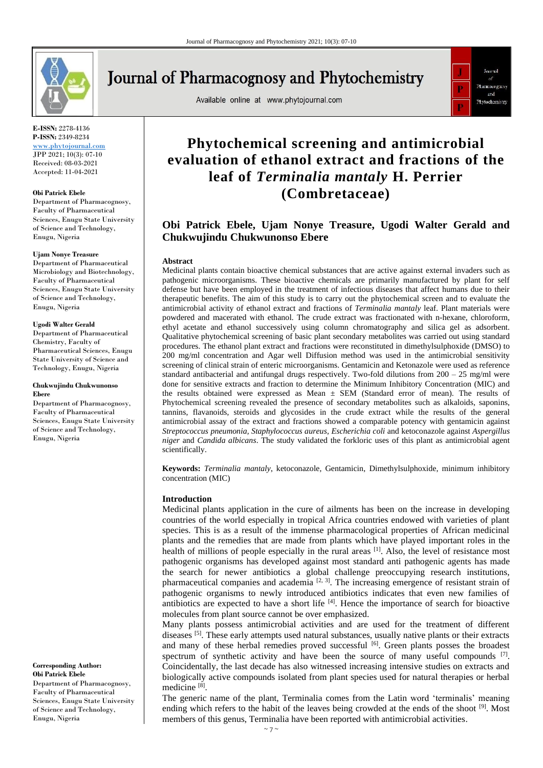# Phytochemical screening and antimicrobial evaluation of ethanol extract and fractions of the leaf of *Terminalia mantaly* H. Perrier (Combretaceae)

**Obi Patrick Ebele, Ujam Nonye Treasure, Ugodi Walter Gerald and Chukwujindu Chukwunonso Ebere**

E-ISSN: 2278-4136
P-ISSN: 2349-8234
www.phytojournal.com
JPP 2021; 10(3): 07-10
Received: 08-03-2021
Accepted: 11-04-2021

**Obi Patrick Ebele**
Department of Pharmacognosy, Faculty of Pharmaceutical Sciences, Enugu State University of Science and Technology, Enugu, Nigeria

**Ujam Nonye Treasure**
Department of Pharmaceutical Microbiology and Biotechnology, Faculty of Pharmaceutical Sciences, Enugu State University of Science and Technology, Enugu, Nigeria

**Ugodi Walter Gerald**
Department of Pharmaceutical Chemistry, Faculty of Pharmaceutical Sciences, Enugu State University of Science and Technology, Enugu, Nigeria

**Chukwujindu Chukwunonso Ebere**
Department of Pharmacognosy, Faculty of Pharmaceutical Sciences, Enugu State University of Science and Technology, Enugu, Nigeria

**Corresponding Author:**
**Obi Patrick Ebele**
Department of Pharmacognosy, Faculty of Pharmaceutical Sciences, Enugu State University of Science and Technology, Enugu, Nigeria

## Abstract

Medicinal plants contain bioactive chemical substances that are active against external invaders such as pathogenic microorganisms. These bioactive chemicals are primarily manufactured by plant for self defense but have been employed in the treatment of infectious diseases that affect humans due to their therapeutic benefits. The aim of this study is to carry out the phytochemical screen and to evaluate the antimicrobial activity of ethanol extract and fractions of *Terminalia mantaly* leaf. Plant materials were powdered and macerated with ethanol. The crude extract was fractionated with n-hexane, chloroform, ethyl acetate and ethanol successively using column chromatography and silica gel as adsorbent. Qualitative phytochemical screening of basic plant secondary metabolites was carried out using standard procedures. The ethanol plant extract and fractions were reconstituted in dimethylsulphoxide (DMSO) to 200 mg/ml concentration and Agar well Diffusion method was used in the antimicrobial sensitivity screening of clinical strain of enteric microorganisms. Gentamicin and Ketonazole were used as reference standard antibacterial and antifungal drugs respectively. Two-fold dilutions from 200 – 25 mg/ml were done for sensitive extracts and fraction to determine the Minimum Inhibitory Concentration (MIC) and the results obtained were expressed as Mean ± SEM (Standard error of mean). The results of Phytochemical screening revealed the presence of secondary metabolites such as alkaloids, saponins, tannins, flavanoids, steroids and glycosides in the crude extract while the results of the general antimicrobial assay of the extract and fractions showed a comparable potency with gentamicin against *Streptococcus pneumonia, Staphylococcus aureus, Escherichia coli* and ketoconazole against *Aspergillus niger* and *Candida albicans*. The study validated the forkloric uses of this plant as antimicrobial agent scientifically.

**Keywords:** *Terminalia mantaly*, ketoconazole, Gentamicin, Dimethylsulphoxide, minimum inhibitory concentration (MIC)

## Introduction

Medicinal plants application in the cure of ailments has been on the increase in developing countries of the world especially in tropical Africa countries endowed with varieties of plant species. This is as a result of the immense pharmacological properties of African medicinal plants and the remedies that are made from plants which have played important roles in the health of millions of people especially in the rural areas [1]. Also, the level of resistance most pathogenic organisms has developed against most standard anti pathogenic agents has made the search for newer antibiotics a global challenge preoccupying research institutions, pharmaceutical companies and academia [2, 3]. The increasing emergence of resistant strain of pathogenic organisms to newly introduced antibiotics indicates that even new families of antibiotics are expected to have a short life [4]. Hence the importance of search for bioactive molecules from plant source cannot be over emphasized.

Many plants possess antimicrobial activities and are used for the treatment of different diseases [5]. These early attempts used natural substances, usually native plants or their extracts and many of these herbal remedies proved successful [6]. Green plants posses the broadest spectrum of synthetic activity and have been the source of many useful compounds [7]. Coincidentally, the last decade has also witnessed increasing intensive studies on extracts and biologically active compounds isolated from plant species used for natural therapies or herbal medicine [8].

The generic name of the plant, Terminalia comes from the Latin word 'terminalis' meaning ending which refers to the habit of the leaves being crowded at the ends of the shoot [9]. Most members of this genus, Terminalia have been reported with antimicrobial activities.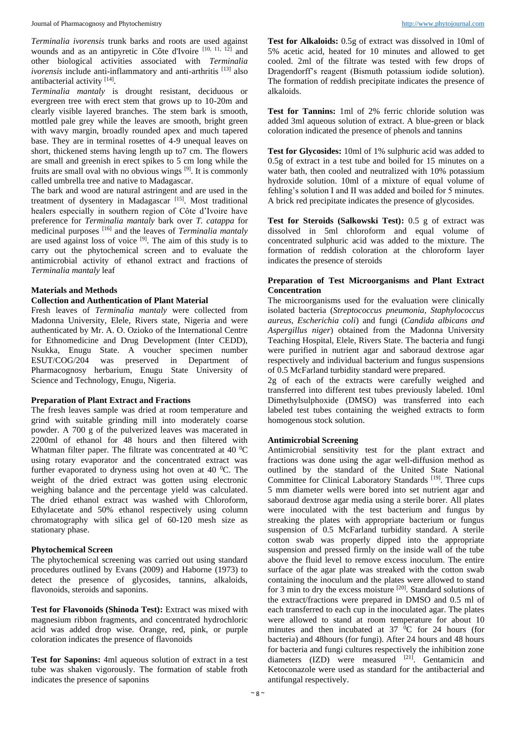*Terminalia ivorensis* trunk barks and roots are used against wounds and as an antipyretic in Côte d'Ivoire [10, 11, 12] and other biological activities associated with *Terminalia ivorensis* include anti-inflammatory and anti-arthritis [13] also antibacterial activity [14].

*Terminalia mantaly* is drought resistant, deciduous or evergreen tree with erect stem that grows up to 10-20m and clearly visible layered branches. The stem bark is smooth, mottled pale grey while the leaves are smooth, bright green with wavy margin, broadly rounded apex and much tapered base. They are in terminal rosettes of 4-9 unequal leaves on short, thickened stems having length up to7 cm. The flowers are small and greenish in erect spikes to 5 cm long while the fruits are small oval with no obvious wings [9]. It is commonly called umbrella tree and native to Madagascar.

The bark and wood are natural astringent and are used in the treatment of dysentery in Madagascar [15]. Most traditional healers especially in southern region of Côte d'Ivoire have preference for *Terminalia mantaly* bark over *T. catappa* for medicinal purposes [16] and the leaves of *Terminalia mantaly* are used against loss of voice [9]. The aim of this study is to carry out the phytochemical screen and to evaluate the antimicrobial activity of ethanol extract and fractions of *Terminalia mantaly* leaf

## Materials and Methods

### Collection and Authentication of Plant Material

Fresh leaves of *Terminalia mantaly* were collected from Madonna University, Elele, Rivers state, Nigeria and were authenticated by Mr. A. O. Ozioko of the International Centre for Ethnomedicine and Drug Development (Inter CEDD), Nsukka, Enugu State. A voucher specimen number ESUT/COG/204 was preserved in Department of Pharmacognosy herbarium, Enugu State University of Science and Technology, Enugu, Nigeria.

### Preparation of Plant Extract and Fractions

The fresh leaves sample was dried at room temperature and grind with suitable grinding mill into moderately coarse powder. A 700 g of the pulverized leaves was macerated in 2200ml of ethanol for 48 hours and then filtered with Whatman filter paper. The filtrate was concentrated at 40 $^0$C using rotary evaporator and the concentrated extract was further evaporated to dryness using hot oven at 40 $^0$C. The weight of the dried extract was gotten using electronic weighing balance and the percentage yield was calculated. The dried ethanol extract was washed with Chloroform, Ethylacetate and 50% ethanol respectively using column chromatography with silica gel of 60-120 mesh size as stationary phase.

### Phytochemical Screen

The phytochemical screening was carried out using standard procedures outlined by Evans (2009) and Haborne (1973) to detect the presence of glycosides, tannins, alkaloids, flavonoids, steroids and saponins.

**Test for Flavonoids (Shinoda Test):** Extract was mixed with magnesium ribbon fragments, and concentrated hydrochloric acid was added drop wise. Orange, red, pink, or purple coloration indicates the presence of flavonoids

**Test for Saponins:** 4ml aqueous solution of extract in a test tube was shaken vigorously. The formation of stable froth indicates the presence of saponins

**Test for Alkaloids:** 0.5g of extract was dissolved in 10ml of 5% acetic acid, heated for 10 minutes and allowed to get cooled. 2ml of the filtrate was tested with few drops of Dragendorff's reagent (Bismuth potassium iodide solution). The formation of reddish precipitate indicates the presence of alkaloids.

**Test for Tannins:** 1ml of 2% ferric chloride solution was added 3ml aqueous solution of extract. A blue-green or black coloration indicated the presence of phenols and tannins

**Test for Glycosides:** 10ml of 1% sulphuric acid was added to 0.5g of extract in a test tube and boiled for 15 minutes on a water bath, then cooled and neutralized with 10% potassium hydroxide solution. 10ml of a mixture of equal volume of fehling's solution I and II was added and boiled for 5 minutes. A brick red precipitate indicates the presence of glycosides.

**Test for Steroids (Salkowski Test):** 0.5 g of extract was dissolved in 5ml chloroform and equal volume of concentrated sulphuric acid was added to the mixture. The formation of reddish coloration at the chloroform layer indicates the presence of steroids

### Preparation of Test Microorganisms and Plant Extract Concentration

The microorganisms used for the evaluation were clinically isolated bacteria (*Streptococcus pneumonia, Staphylococcus aureus, Escherichia coli*) and fungi (*Candida albicans and Aspergillus niger*) obtained from the Madonna University Teaching Hospital, Elele, Rivers State. The bacteria and fungi were purified in nutrient agar and saboraud dextrose agar respectively and individual bacterium and fungus suspensions of 0.5 McFarland turbidity standard were prepared.

2g of each of the extracts were carefully weighed and transferred into different test tubes previously labeled. 10ml Dimethylsulphoxide (DMSO) was transferred into each labeled test tubes containing the weighed extracts to form homogenous stock solution.

### Antimicrobial Screening

Antimicrobial sensitivity test for the plant extract and fractions was done using the agar well-diffusion method as outlined by the standard of the United State National Committee for Clinical Laboratory Standards [19]. Three cups 5 mm diameter wells were bored into set nutrient agar and saboraud dextrose agar media using a sterile borer. All plates were inoculated with the test bacterium and fungus by streaking the plates with appropriate bacterium or fungus suspension of 0.5 McFarland turbidity standard. A sterile cotton swab was properly dipped into the appropriate suspension and pressed firmly on the inside wall of the tube above the fluid level to remove excess inoculum. The entire surface of the agar plate was streaked with the cotton swab containing the inoculum and the plates were allowed to stand for 3 min to dry the excess moisture [20]. Standard solutions of the extract/fractions were prepared in DMSO and 0.5 ml of each transferred to each cup in the inoculated agar. The plates were allowed to stand at room temperature for about 10 minutes and then incubated at 37 $^0$C for 24 hours (for bacteria) and 48hours (for fungi). After 24 hours and 48 hours for bacteria and fungi cultures respectively the inhibition zone diameters (IZD) were measured [21]. Gentamicin and Ketoconazole were used as standard for the antibacterial and antifungal respectively.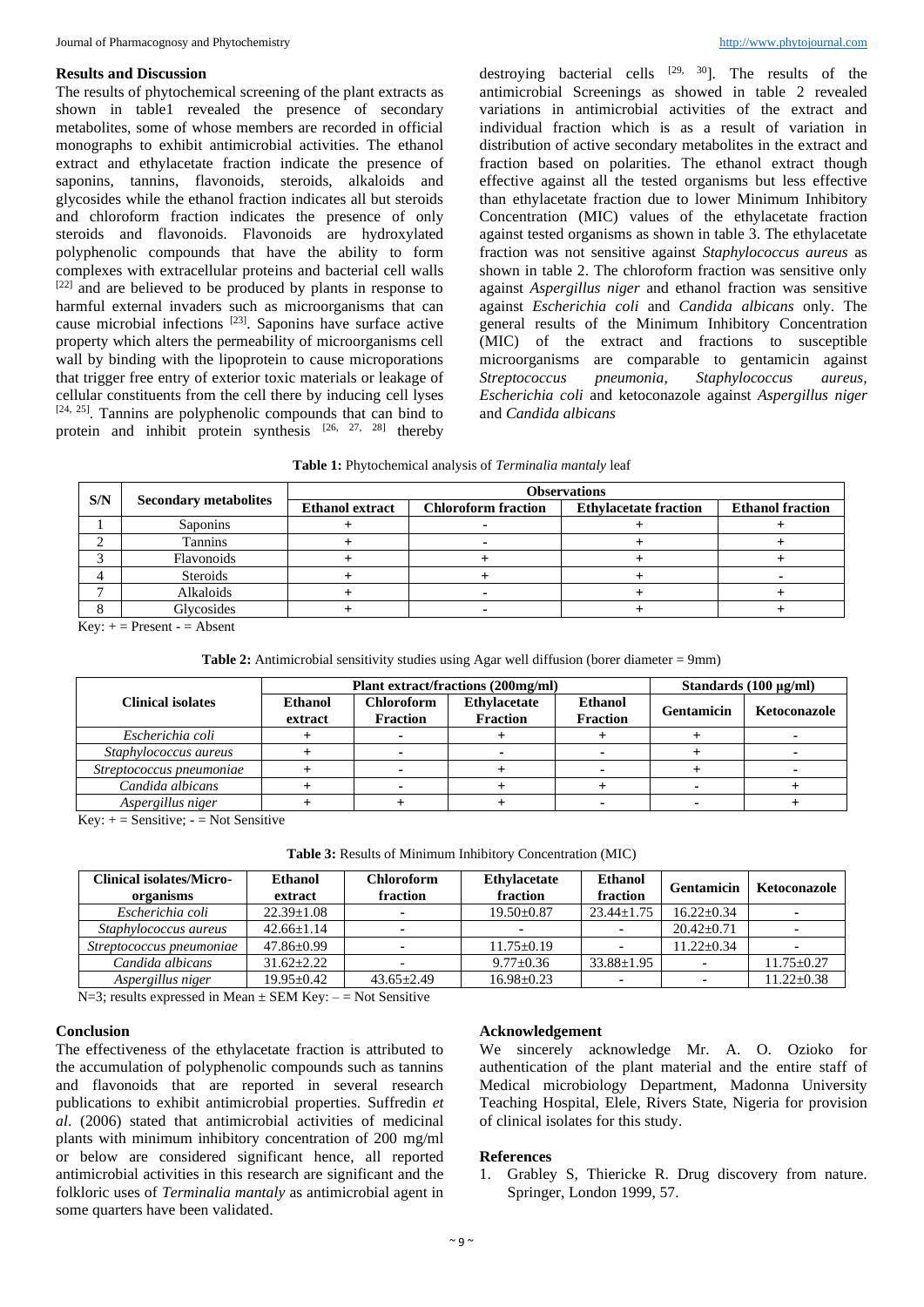## Results and Discussion

The results of phytochemical screening of the plant extracts as shown in table1 revealed the presence of secondary metabolites, some of whose members are recorded in official monographs to exhibit antimicrobial activities. The ethanol extract and ethylacetate fraction indicate the presence of saponins, tannins, flavonoids, steroids, alkaloids and glycosides while the ethanol fraction indicates all but steroids and chloroform fraction indicates the presence of only steroids and flavonoids. Flavonoids are hydroxylated polyphenolic compounds that have the ability to form complexes with extracellular proteins and bacterial cell walls [22] and are believed to be produced by plants in response to harmful external invaders such as microorganisms that can cause microbial infections [23]. Saponins have surface active property which alters the permeability of microorganisms cell wall by binding with the lipoprotein to cause microporations that trigger free entry of exterior toxic materials or leakage of cellular constituents from the cell there by inducing cell lyses [24, 25]. Tannins are polyphenolic compounds that can bind to protein and inhibit protein synthesis [26, 27, 28] thereby destroying bacterial cells [29, 30]. The results of the antimicrobial Screenings as showed in table 2 revealed variations in antimicrobial activities of the extract and individual fraction which is as a result of variation in distribution of active secondary metabolites in the extract and fraction based on polarities. The ethanol extract though effective against all the tested organisms but less effective than ethylacetate fraction due to lower Minimum Inhibitory Concentration (MIC) values of the ethylacetate fraction against tested organisms as shown in table 3. The ethylacetate fraction was not sensitive against *Staphylococcus aureus* as shown in table 2. The chloroform fraction was sensitive only against *Aspergillus niger* and ethanol fraction was sensitive against *Escherichia coli* and *Candida albicans* only. The general results of the Minimum Inhibitory Concentration (MIC) of the extract and fractions to susceptible microorganisms are comparable to gentamicin against *Streptococcus pneumonia, Staphylococcus aureus, Escherichia coli* and ketoconazole against *Aspergillus niger* and *Candida albicans*

**Table 1:** Phytochemical analysis of *Terminalia mantaly* leaf

| S/N | Secondary metabolites | Observations | | | |
|---|---|---|---|---|---|
| | | Ethanol extract | Chloroform fraction | Ethylacetate fraction | Ethanol fraction |
| 1 | Saponins | + | - | + | + |
| 2 | Tannins | + | - | + | + |
| 3 | Flavonoids | + | + | + | + |
| 4 | Steroids | + | + | + | - |
| 7 | Alkaloids | + | - | + | + |
| 8 | Glycosides | + | - | + | + |

Key: + = Present - = Absent

**Table 2:** Antimicrobial sensitivity studies using Agar well diffusion (borer diameter = 9mm)

| Clinical isolates | Plant extract/fractions (200mg/ml) | | | | Standards (100 µg/ml) | |
|---|---|---|---|---|---|---|
| | Ethanol extract | Chloroform Fraction | Ethylacetate Fraction | Ethanol Fraction | Gentamicin | Ketoconazole |
| *Escherichia coli* | + | - | + | + | + | - |
| *Staphylococcus aureus* | + | - | - | - | + | - |
| *Streptococcus pneumoniae* | + | - | + | - | + | - |
| *Candida albicans* | + | - | + | + | - | + |
| *Aspergillus niger* | + | + | + | - | - | + |

Key: + = Sensitive; - = Not Sensitive

**Table 3:** Results of Minimum Inhibitory Concentration (MIC)

| Clinical isolates/Micro-organisms | Ethanol extract | Chloroform fraction | Ethylacetate fraction | Ethanol fraction | Gentamicin | Ketoconazole |
|---|---|---|---|---|---|---|
| *Escherichia coli* | 22.39±1.08 | - | 19.50±0.87 | 23.44±1.75 | 16.22±0.34 | - |
| *Staphylococcus aureus* | 42.66±1.14 | - | - | - | 20.42±0.71 | - |
| *Streptococcus pneumoniae* | 47.86±0.99 | - | 11.75±0.19 | - | 11.22±0.34 | - |
| *Candida albicans* | 31.62±2.22 | - | 9.77±0.36 | 33.88±1.95 | - | 11.75±0.27 |
| *Aspergillus niger* | 19.95±0.42 | 43.65±2.49 | 16.98±0.23 | - | - | 11.22±0.38 |

N=3; results expressed in Mean ± SEM Key: – = Not Sensitive

## Conclusion

The effectiveness of the ethylacetate fraction is attributed to the accumulation of polyphenolic compounds such as tannins and flavonoids that are reported in several research publications to exhibit antimicrobial properties. Suffredin *et al*. (2006) stated that antimicrobial activities of medicinal plants with minimum inhibitory concentration of 200 mg/ml or below are considered significant hence, all reported antimicrobial activities in this research are significant and the folkloric uses of *Terminalia mantaly* as antimicrobial agent in some quarters have been validated.

## Acknowledgement

We sincerely acknowledge Mr. A. O. Ozioko for authentication of the plant material and the entire staff of Medical microbiology Department, Madonna University Teaching Hospital, Elele, Rivers State, Nigeria for provision of clinical isolates for this study.

## References

1. Grabley S, Thiericke R. Drug discovery from nature. Springer, London 1999, 57.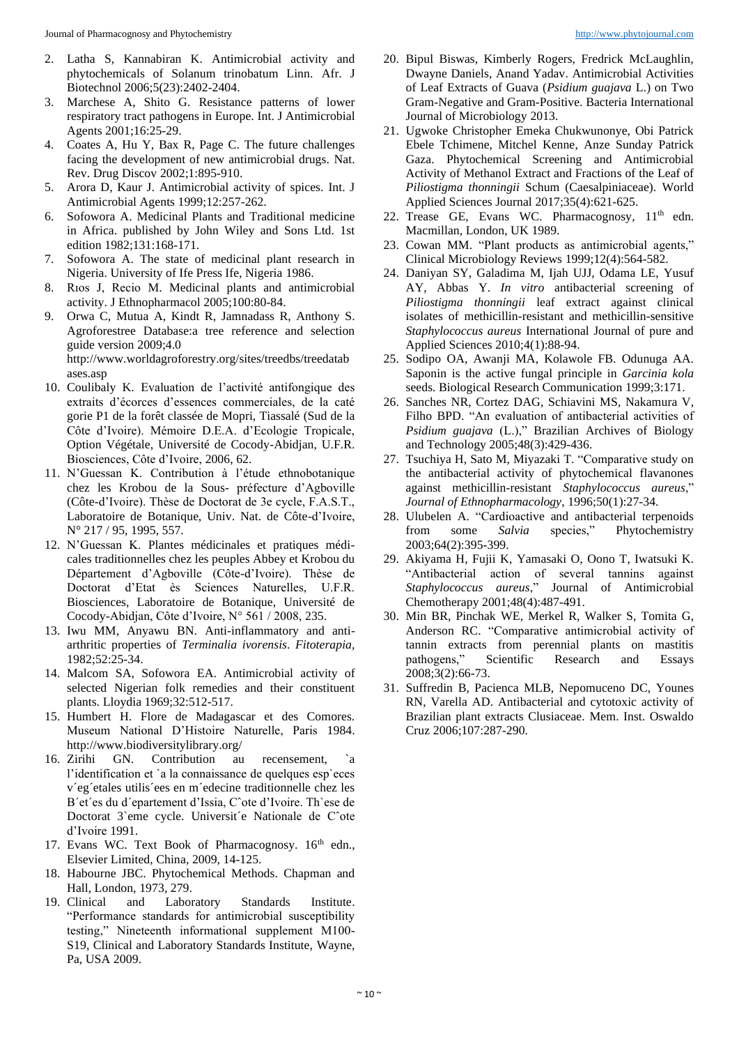2. Latha S, Kannabiran K. Antimicrobial activity and phytochemicals of Solanum trinobatum Linn. Afr. J Biotechnol 2006;5(23):2402-2404.
3. Marchese A, Shito G. Resistance patterns of lower respiratory tract pathogens in Europe. Int. J Antimicrobial Agents 2001;16:25-29.
4. Coates A, Hu Y, Bax R, Page C. The future challenges facing the development of new antimicrobial drugs. Nat. Rev. Drug Discov 2002;1:895-910.
5. Arora D, Kaur J. Antimicrobial activity of spices. Int. J Antimicrobial Agents 1999;12:257-262.
6. Sofowora A. Medicinal Plants and Traditional medicine in Africa. published by John Wiley and Sons Ltd. 1st edition 1982;131:168-171.
7. Sofowora A. The state of medicinal plant research in Nigeria. University of Ife Press Ife, Nigeria 1986.
8. Rıos J, Recio M. Medicinal plants and antimicrobial activity. J Ethnopharmacol 2005;100:80-84.
9. Orwa C, Mutua A, Kindt R, Jamnadass R, Anthony S. Agroforestree Database:a tree reference and selection guide version 2009;4.0 http://www.worldagroforestry.org/sites/treedbs/treedatabases.asp
10. Coulibaly K. Evaluation de l'activité antifongique des extraits d'écorces d'essences commerciales, de la caté gorie P1 de la forêt classée de Mopri, Tiassalé (Sud de la Côte d'Ivoire). Mémoire D.E.A. d'Ecologie Tropicale, Option Végétale, Université de Cocody-Abidjan, U.F.R. Biosciences, Côte d'Ivoire, 2006, 62.
11. N'Guessan K. Contribution à l'étude ethnobotanique chez les Krobou de la Sous- préfecture d'Agboville (Côte-d'Ivoire). Thèse de Doctorat de 3e cycle, F.A.S.T., Laboratoire de Botanique, Univ. Nat. de Côte-d'Ivoire, N° 217 / 95, 1995, 557.
12. N'Guessan K. Plantes médicinales et pratiques médi-cales traditionnelles chez les peuples Abbey et Krobou du Département d'Agboville (Côte-d'Ivoire). Thèse de Doctorat d'Etat ès Sciences Naturelles, U.F.R. Biosciences, Laboratoire de Botanique, Université de Cocody-Abidjan, Côte d'Ivoire, N° 561 / 2008, 235.
13. Iwu MM, Anyawu BN. Anti-inflammatory and anti-arthritic properties of *Terminalia ivorensis*. *Fitoterapia,* 1982;52:25-34.
14. Malcom SA, Sofowora EA. Antimicrobial activity of selected Nigerian folk remedies and their constituent plants. Lloydia 1969;32:512-517.
15. Humbert H. Flore de Madagascar et des Comores. Museum National D'Histoire Naturelle, Paris 1984. http://www.biodiversitylibrary.org/
16. Zirihi GN. Contribution au recensement, `a l'identification et `a la connaissance de quelques esp`eces v´eg´etales utilis´ees en m´edecine traditionnelle chez les B´et´es du d´epartement d'Issia, Cˆote d'Ivoire. Th`ese de Doctorat 3`eme cycle. Universit´e Nationale de Cˆote d'Ivoire 1991.
17. Evans WC. Text Book of Pharmacognosy. 16th edn., Elsevier Limited, China, 2009, 14-125.
18. Habourne JBC. Phytochemical Methods. Chapman and Hall, London, 1973, 279.
19. Clinical and Laboratory Standards Institute. "Performance standards for antimicrobial susceptibility testing," Nineteenth informational supplement M100-S19, Clinical and Laboratory Standards Institute, Wayne, Pa, USA 2009.
20. Bipul Biswas, Kimberly Rogers, Fredrick McLaughlin, Dwayne Daniels, Anand Yadav. Antimicrobial Activities of Leaf Extracts of Guava (*Psidium guajava* L.) on Two Gram-Negative and Gram-Positive. Bacteria International Journal of Microbiology 2013.
21. Ugwoke Christopher Emeka Chukwunonye, Obi Patrick Ebele Tchimene, Mitchel Kenne, Anze Sunday Patrick Gaza. Phytochemical Screening and Antimicrobial Activity of Methanol Extract and Fractions of the Leaf of *Piliostigma thonningii* Schum (Caesalpiniaceae). World Applied Sciences Journal 2017;35(4):621-625.
22. Trease GE, Evans WC. Pharmacognosy, 11th edn. Macmillan, London, UK 1989.
23. Cowan MM. "Plant products as antimicrobial agents," Clinical Microbiology Reviews 1999;12(4):564-582.
24. Daniyan SY, Galadima M, Ijah UJJ, Odama LE, Yusuf AY, Abbas Y. *In vitro* antibacterial screening of *Piliostigma thonningii* leaf extract against clinical isolates of methicillin-resistant and methicillin-sensitive *Staphylococcus aureus* International Journal of pure and Applied Sciences 2010;4(1):88-94.
25. Sodipo OA, Awanji MA, Kolawole FB. Odunuga AA. Saponin is the active fungal principle in *Garcinia kola* seeds. Biological Research Communication 1999;3:171.
26. Sanches NR, Cortez DAG, Schiavini MS, Nakamura V, Filho BPD. "An evaluation of antibacterial activities of *Psidium guajava* (L.)," Brazilian Archives of Biology and Technology 2005;48(3):429-436.
27. Tsuchiya H, Sato M, Miyazaki T. "Comparative study on the antibacterial activity of phytochemical flavanones against methicillin-resistant *Staphylococcus aureus*," *Journal of Ethnopharmacology*, 1996;50(1):27-34.
28. Ulubelen A. "Cardioactive and antibacterial terpenoids from some *Salvia* species," Phytochemistry 2003;64(2):395-399.
29. Akiyama H, Fujii K, Yamasaki O, Oono T, Iwatsuki K. "Antibacterial action of several tannins against *Staphylococcus aureus*," Journal of Antimicrobial Chemotherapy 2001;48(4):487-491.
30. Min BR, Pinchak WE, Merkel R, Walker S, Tomita G, Anderson RC. "Comparative antimicrobial activity of tannin extracts from perennial plants on mastitis pathogens," Scientific Research and Essays 2008;3(2):66-73.
31. Suffredin B, Pacienca MLB, Nepomuceno DC, Younes RN, Varella AD. Antibacterial and cytotoxic activity of Brazilian plant extracts Clusiaceae. Mem. Inst. Oswaldo Cruz 2006;107:287-290.